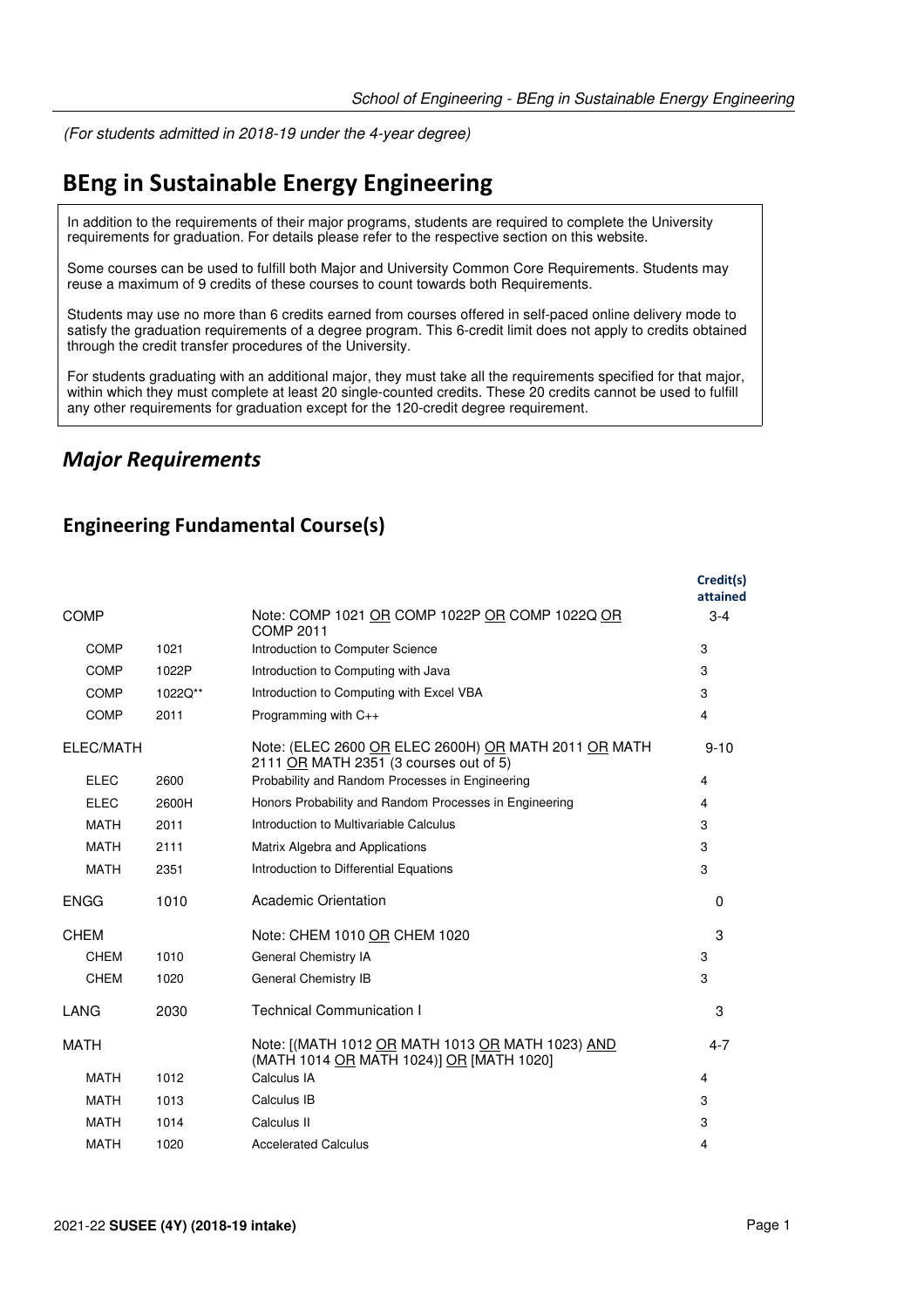*(For students admitted in 2018-19 under the 4-year degree)*

# BEng in Sustainable Energy Engineering

In addition to the requirements of their major programs, students are required to complete the University requirements for graduation. For details please refer to the respective section on this website.

Some courses can be used to fulfill both Major and University Common Core Requirements. Students may reuse a maximum of 9 credits of these courses to count towards both Requirements.

Students may use no more than 6 credits earned from courses offered in self-paced online delivery mode to satisfy the graduation requirements of a degree program. This 6-credit limit does not apply to credits obtained through the credit transfer procedures of the University.

For students graduating with an additional major, they must take all the requirements specified for that major, within which they must complete at least 20 single-counted credits. These 20 credits cannot be used to fulfill any other requirements for graduation except for the 120-credit degree requirement.

## *Major Requirements*

### Engineering Fundamental Course(s)

| | | | Credit(s) attained |
|---|---|---|---|
| COMP | | Note: COMP 1021 OR COMP 1022P OR COMP 1022Q OR COMP 2011 | 3-4 |
| COMP | 1021 | Introduction to Computer Science | 3 |
| COMP | 1022P | Introduction to Computing with Java | 3 |
| COMP | 1022Q** | Introduction to Computing with Excel VBA | 3 |
| COMP | 2011 | Programming with C++ | 4 |
| ELEC/MATH | | Note: (ELEC 2600 OR ELEC 2600H) OR MATH 2011 OR MATH 2111 OR MATH 2351 (3 courses out of 5) | 9-10 |
| ELEC | 2600 | Probability and Random Processes in Engineering | 4 |
| ELEC | 2600H | Honors Probability and Random Processes in Engineering | 4 |
| MATH | 2011 | Introduction to Multivariable Calculus | 3 |
| MATH | 2111 | Matrix Algebra and Applications | 3 |
| MATH | 2351 | Introduction to Differential Equations | 3 |
| ENGG | 1010 | Academic Orientation | 0 |
| CHEM | | Note: CHEM 1010 OR CHEM 1020 | 3 |
| CHEM | 1010 | General Chemistry IA | 3 |
| CHEM | 1020 | General Chemistry IB | 3 |
| LANG | 2030 | Technical Communication I | 3 |
| MATH | | Note: [(MATH 1012 OR MATH 1013 OR MATH 1023) AND (MATH 1014 OR MATH 1024)] OR [MATH 1020] | 4-7 |
| MATH | 1012 | Calculus IA | 4 |
| MATH | 1013 | Calculus IB | 3 |
| MATH | 1014 | Calculus II | 3 |
| MATH | 1020 | Accelerated Calculus | 4 |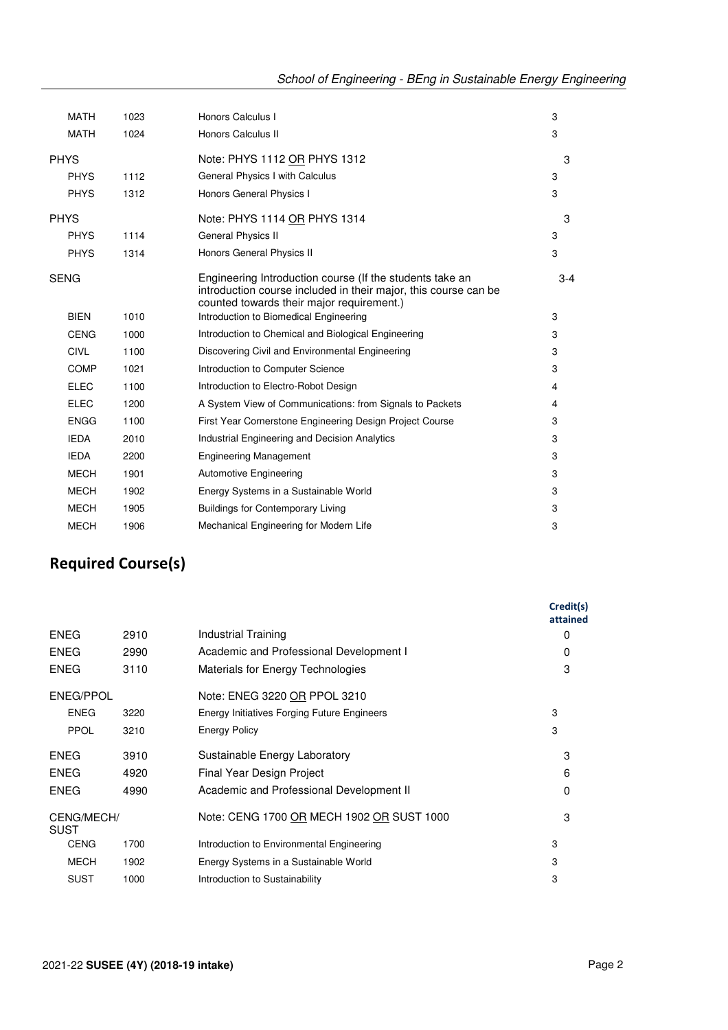| | | | |
|---|---|---|---|
| MATH | 1023 | Honors Calculus I | 3 |
| MATH | 1024 | Honors Calculus II | 3 |
| PHYS | | Note: PHYS 1112 OR PHYS 1312 | 3 |
| PHYS | 1112 | General Physics I with Calculus | 3 |
| PHYS | 1312 | Honors General Physics I | 3 |
| PHYS | | Note: PHYS 1114 OR PHYS 1314 | 3 |
| PHYS | 1114 | General Physics II | 3 |
| PHYS | 1314 | Honors General Physics II | 3 |
| SENG | | Engineering Introduction course (If the students take an introduction course included in their major, this course can be counted towards their major requirement.) | 3-4 |
| BIEN | 1010 | Introduction to Biomedical Engineering | 3 |
| CENG | 1000 | Introduction to Chemical and Biological Engineering | 3 |
| CIVL | 1100 | Discovering Civil and Environmental Engineering | 3 |
| COMP | 1021 | Introduction to Computer Science | 3 |
| ELEC | 1100 | Introduction to Electro-Robot Design | 4 |
| ELEC | 1200 | A System View of Communications: from Signals to Packets | 4 |
| ENGG | 1100 | First Year Cornerstone Engineering Design Project Course | 3 |
| IEDA | 2010 | Industrial Engineering and Decision Analytics | 3 |
| IEDA | 2200 | Engineering Management | 3 |
| MECH | 1901 | Automotive Engineering | 3 |
| MECH | 1902 | Energy Systems in a Sustainable World | 3 |
| MECH | 1905 | Buildings for Contemporary Living | 3 |
| MECH | 1906 | Mechanical Engineering for Modern Life | 3 |

## Required Course(s)

| | | | Credit(s) attained |
|---|---|---|---|
| ENEG | 2910 | Industrial Training | 0 |
| ENEG | 2990 | Academic and Professional Development I | 0 |
| ENEG | 3110 | Materials for Energy Technologies | 3 |
| ENEG/PPOL | | Note: ENEG 3220 OR PPOL 3210 | |
| ENEG | 3220 | Energy Initiatives Forging Future Engineers | 3 |
| PPOL | 3210 | Energy Policy | 3 |
| ENEG | 3910 | Sustainable Energy Laboratory | 3 |
| ENEG | 4920 | Final Year Design Project | 6 |
| ENEG | 4990 | Academic and Professional Development II | 0 |
| CENG/MECH/SUST | | Note: CENG 1700 OR MECH 1902 OR SUST 1000 | 3 |
| CENG | 1700 | Introduction to Environmental Engineering | 3 |
| MECH | 1902 | Energy Systems in a Sustainable World | 3 |
| SUST | 1000 | Introduction to Sustainability | 3 |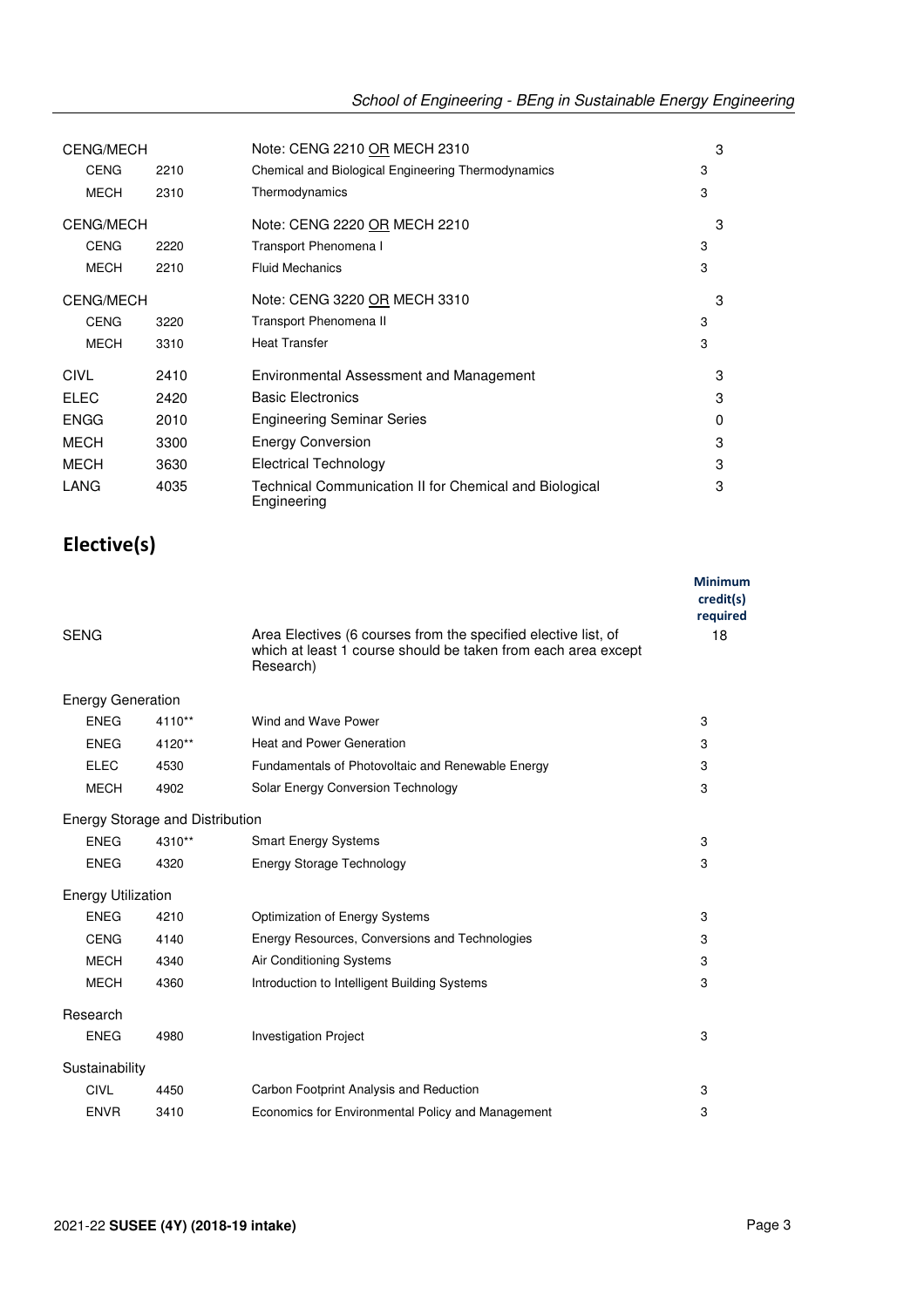| | | | |
|---|---|---|---|
| CENG/MECH | | Note: CENG 2210 OR MECH 2310 | 3 |
| CENG | 2210 | Chemical and Biological Engineering Thermodynamics | 3 |
| MECH | 2310 | Thermodynamics | 3 |
| CENG/MECH | | Note: CENG 2220 OR MECH 2210 | 3 |
| CENG | 2220 | Transport Phenomena I | 3 |
| MECH | 2210 | Fluid Mechanics | 3 |
| CENG/MECH | | Note: CENG 3220 OR MECH 3310 | 3 |
| CENG | 3220 | Transport Phenomena II | 3 |
| MECH | 3310 | Heat Transfer | 3 |
| CIVL | 2410 | Environmental Assessment and Management | 3 |
| ELEC | 2420 | Basic Electronics | 3 |
| ENGG | 2010 | Engineering Seminar Series | 0 |
| MECH | 3300 | Energy Conversion | 3 |
| MECH | 3630 | Electrical Technology | 3 |
| LANG | 4035 | Technical Communication II for Chemical and Biological Engineering | 3 |

## Elective(s)

| | | | Minimum credit(s) required |
|---|---|---|---|
| SENG | | Area Electives (6 courses from the specified elective list, of which at least 1 course should be taken from each area except Research) | 18 |
| **Energy Generation** | | | |
| ENEG | 4110** | Wind and Wave Power | 3 |
| ENEG | 4120** | Heat and Power Generation | 3 |
| ELEC | 4530 | Fundamentals of Photovoltaic and Renewable Energy | 3 |
| MECH | 4902 | Solar Energy Conversion Technology | 3 |
| **Energy Storage and Distribution** | | | |
| ENEG | 4310** | Smart Energy Systems | 3 |
| ENEG | 4320 | Energy Storage Technology | 3 |
| **Energy Utilization** | | | |
| ENEG | 4210 | Optimization of Energy Systems | 3 |
| CENG | 4140 | Energy Resources, Conversions and Technologies | 3 |
| MECH | 4340 | Air Conditioning Systems | 3 |
| MECH | 4360 | Introduction to Intelligent Building Systems | 3 |
| **Research** | | | |
| ENEG | 4980 | Investigation Project | 3 |
| **Sustainability** | | | |
| CIVL | 4450 | Carbon Footprint Analysis and Reduction | 3 |
| ENVR | 3410 | Economics for Environmental Policy and Management | 3 |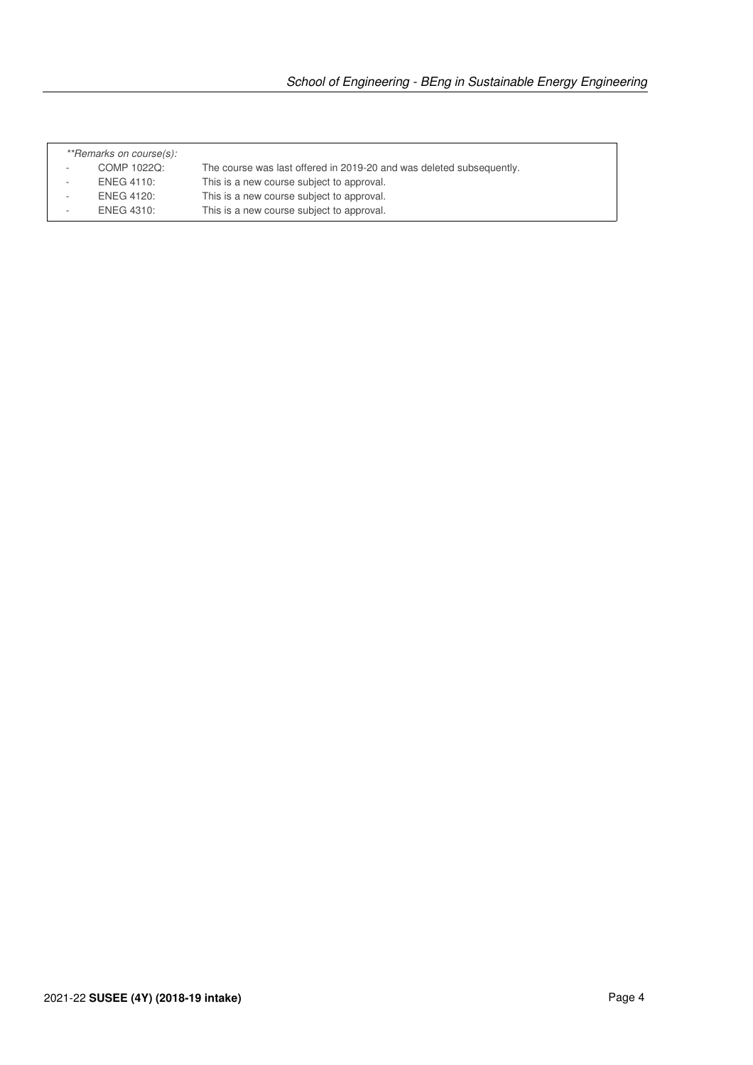*\*\*Remarks on course(s):*

- COMP 1022Q: The course was last offered in 2019-20 and was deleted subsequently.
- ENEG 4110: This is a new course subject to approval.
- ENEG 4120: This is a new course subject to approval.
- ENEG 4310: This is a new course subject to approval.